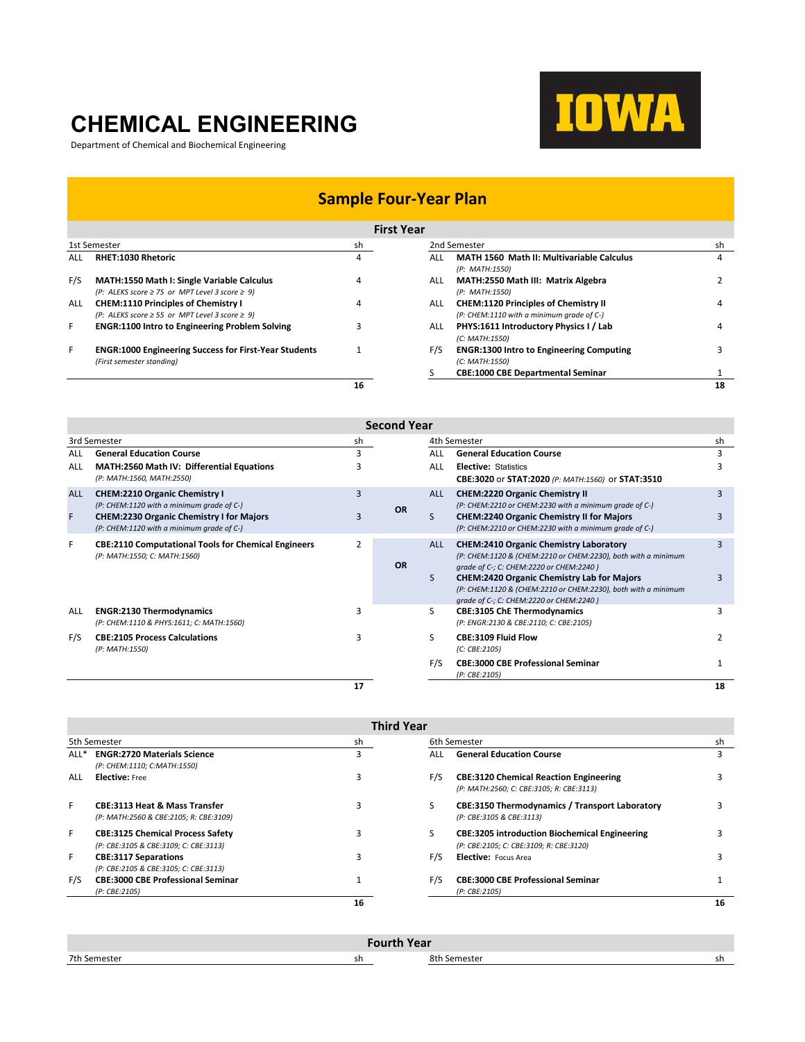# CHEMICAL ENGINEERING

Department of Chemical and Biochemical Engineering

IOWA

## Sample Four-Year Plan

### First Year

| | 1st Semester | sh | | 2nd Semester | sh |
|---|---|---|---|---|---|
| ALL | **RHET:1030 Rhetoric** | 4 | ALL | **MATH 1560 Math II: Multivariable Calculus** *(P: MATH:1550)* | 4 |
| F/S | **MATH:1550 Math I: Single Variable Calculus** *(P: ALEKS score ≥ 75 or MPT Level 3 score ≥ 9)* | 4 | ALL | **MATH:2550 Math III: Matrix Algebra** *(P: MATH:1550)* | 2 |
| ALL | **CHEM:1110 Principles of Chemistry I** *(P: ALEKS score ≥ 55 or MPT Level 3 score ≥ 9)* | 4 | ALL | **CHEM:1120 Principles of Chemistry II** *(P: CHEM:1110 with a minimum grade of C-)* | 4 |
| F | **ENGR:1100 Intro to Engineering Problem Solving** | 3 | ALL | **PHYS:1611 Introductory Physics I / Lab** *(C: MATH:1550)* | 4 |
| F | **ENGR:1000 Engineering Success for First-Year Students** *(First semester standing)* | 1 | F/S | **ENGR:1300 Intro to Engineering Computing** *(C: MATH:1550)* | 3 |
| | | | S | **CBE:1000 CBE Departmental Seminar** | 1 |
| | | **16** | | | **18** |

### Second Year

| | 3rd Semester | sh | | | 4th Semester | sh |
|---|---|---|---|---|---|---|
| ALL | **General Education Course** | 3 | | ALL | **General Education Course** | 3 |
| ALL | **MATH:2560 Math IV: Differential Equations** *(P: MATH:1560, MATH:2550)* | 3 | | ALL | **Elective:** Statistics **CBE:3020** or **STAT:2020** *(P: MATH:1560)* or **STAT:3510** | 3 |
| ALL | **CHEM:2210 Organic Chemistry I** *(P: CHEM:1120 with a minimum grade of C-)* | 3 | **OR** | ALL | **CHEM:2220 Organic Chemistry II** *(P: CHEM:2210 or CHEM:2230 with a minimum grade of C-)* | 3 |
| F | **CHEM:2230 Organic Chemistry I for Majors** *(P: CHEM:1120 with a minimum grade of C-)* | 3 | | S | **CHEM:2240 Organic Chemistry II for Majors** *(P: CHEM:2210 or CHEM:2230 with a minimum grade of C-)* | 3 |
| F | **CBE:2110 Computational Tools for Chemical Engineers** *(P: MATH:1550; C: MATH:1560)* | 2 | **OR** | ALL | **CHEM:2410 Organic Chemistry Laboratory** *(P: CHEM:1120 & (CHEM:2210 or CHEM:2230), both with a minimum grade of C-; C: CHEM:2220 or CHEM:2240 )* | 3 |
| | | | | S | **CHEM:2420 Organic Chemistry Lab for Majors** *(P: CHEM:1120 & (CHEM:2210 or CHEM:2230), both with a minimum grade of C-; C: CHEM:2220 or CHEM:2240 )* | 3 |
| ALL | **ENGR:2130 Thermodynamics** *(P: CHEM:1110 & PHYS:1611; C: MATH:1560)* | 3 | | S | **CBE:3105 ChE Thermodynamics** *(P: ENGR:2130 & CBE:2110; C: CBE:2105)* | 3 |
| F/S | **CBE:2105 Process Calculations** *(P: MATH:1550)* | 3 | | S | **CBE:3109 Fluid Flow** *(C: CBE:2105)* | 2 |
| | | | | F/S | **CBE:3000 CBE Professional Seminar** *(P: CBE:2105)* | 1 |
| | | **17** | | | | **18** |

### Third Year

| | 5th Semester | sh | | 6th Semester | sh |
|---|---|---|---|---|---|
| ALL* | **ENGR:2720 Materials Science** *(P: CHEM:1110; C:MATH:1550)* | 3 | ALL | **General Education Course** | 3 |
| ALL | **Elective:** Free | 3 | F/S | **CBE:3120 Chemical Reaction Engineering** *(P: MATH:2560; C: CBE:3105; R: CBE:3113)* | 3 |
| F | **CBE:3113 Heat & Mass Transfer** *(P: MATH:2560 & CBE:2105; R: CBE:3109)* | 3 | S | **CBE:3150 Thermodynamics / Transport Laboratory** *(P: CBE:3105 & CBE:3113)* | 3 |
| F | **CBE:3125 Chemical Process Safety** *(P: CBE:3105 & CBE:3109; C: CBE:3113)* | 3 | S | **CBE:3205 introduction Biochemical Engineering** *(P: CBE:2105; C: CBE:3109; R: CBE:3120)* | 3 |
| F | **CBE:3117 Separations** *(P: CBE:2105 & CBE:3105; C: CBE:3113)* | 3 | F/S | **Elective:** Focus Area | 3 |
| F/S | **CBE:3000 CBE Professional Seminar** *(P: CBE:2105)* | 1 | F/S | **CBE:3000 CBE Professional Seminar** *(P: CBE:2105)* | 1 |
| | | **16** | | | **16** |

### Fourth Year

| 7th Semester | sh | 8th Semester | sh |
|---|---|---|---|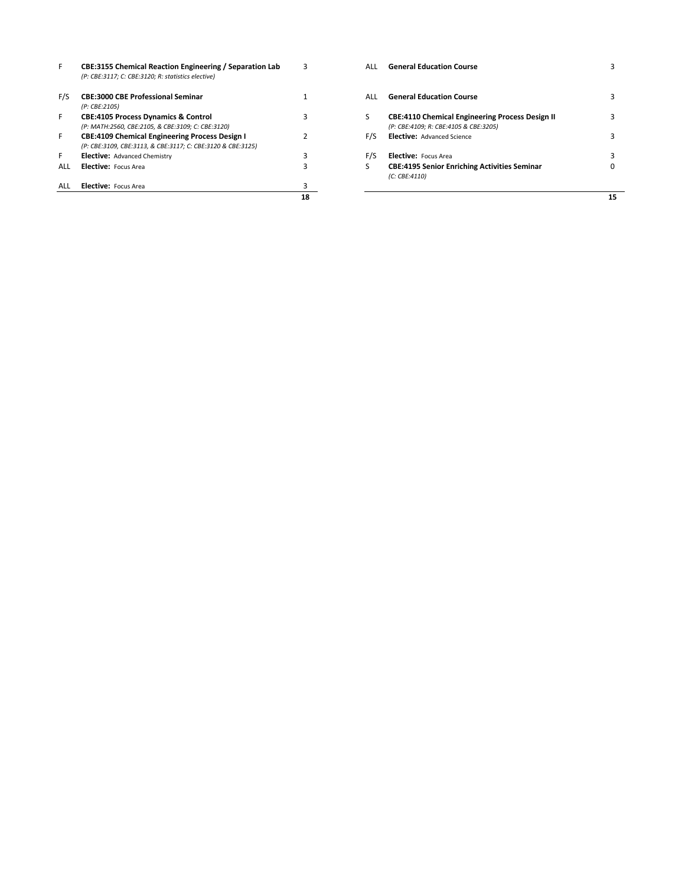| | | |
|---|---|---|
| F | **CBE:3155 Chemical Reaction Engineering / Separation Lab** *(P: CBE:3117; C: CBE:3120; R: statistics elective)* | 3 |
| F/S | **CBE:3000 CBE Professional Seminar** *(P: CBE:2105)* | 1 |
| F | **CBE:4105 Process Dynamics & Control** *(P: MATH:2560, CBE:2105, & CBE:3109; C: CBE:3120)* | 3 |
| F | **CBE:4109 Chemical Engineering Process Design I** *(P: CBE:3109, CBE:3113, & CBE:3117; C: CBE:3120 & CBE:3125)* | 2 |
| F | **Elective:** Advanced Chemistry | 3 |
| ALL | **Elective:** Focus Area | 3 |
| ALL | **Elective:** Focus Area | 3 |
| | | **18** |

| | | |
|---|---|---|
| ALL | **General Education Course** | 3 |
| ALL | **General Education Course** | 3 |
| S | **CBE:4110 Chemical Engineering Process Design II** *(P: CBE:4109; R: CBE:4105 & CBE:3205)* | 3 |
| F/S | **Elective:** Advanced Science | 3 |
| F/S | **Elective:** Focus Area | 3 |
| S | **CBE:4195 Senior Enriching Activities Seminar** *(C: CBE:4110)* | 0 |
| | | **15** |